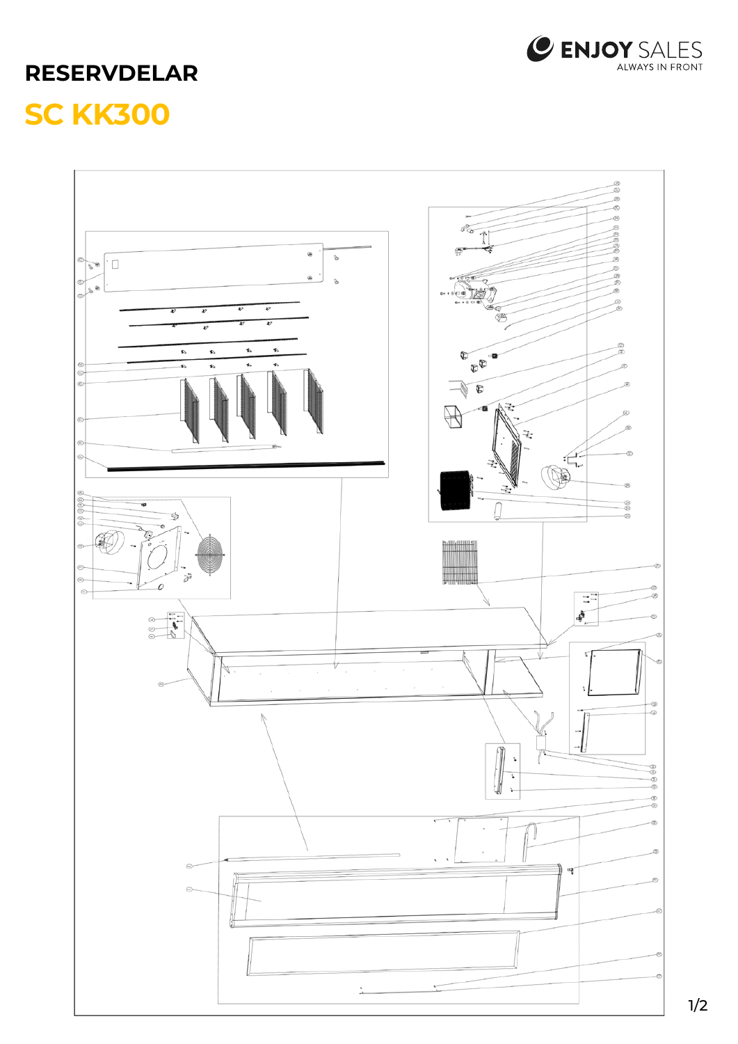# RESERVDELAR

## SC KK300

ENJOY SALES
ALWAYS IN FRONT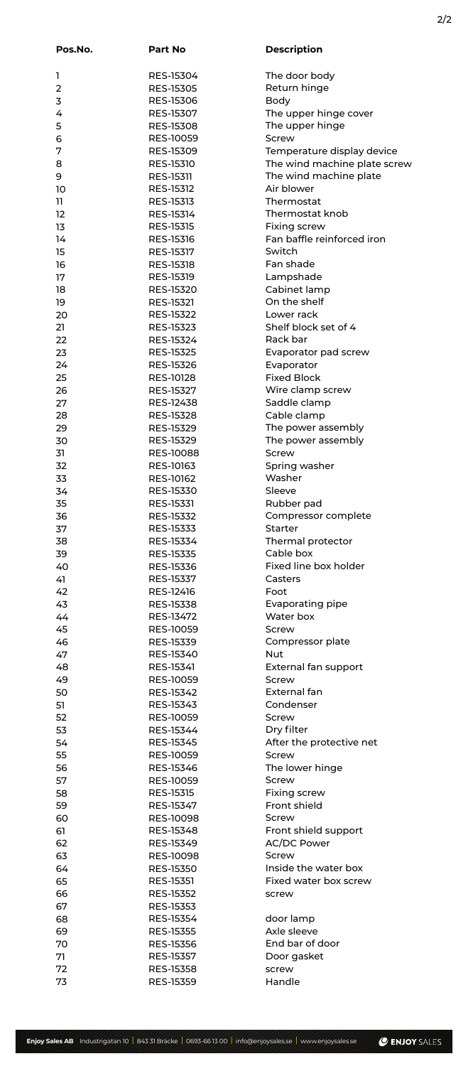| Pos.No. | Part No | Description |
|---|---|---|
| 1 | RES-15304 | The door body |
| 2 | RES-15305 | Return hinge |
| 3 | RES-15306 | Body |
| 4 | RES-15307 | The upper hinge cover |
| 5 | RES-15308 | The upper hinge |
| 6 | RES-10059 | Screw |
| 7 | RES-15309 | Temperature display device |
| 8 | RES-15310 | The wind machine plate screw |
| 9 | RES-15311 | The wind machine plate |
| 10 | RES-15312 | Air blower |
| 11 | RES-15313 | Thermostat |
| 12 | RES-15314 | Thermostat knob |
| 13 | RES-15315 | Fixing screw |
| 14 | RES-15316 | Fan baffle reinforced iron |
| 15 | RES-15317 | Switch |
| 16 | RES-15318 | Fan shade |
| 17 | RES-15319 | Lampshade |
| 18 | RES-15320 | Cabinet lamp |
| 19 | RES-15321 | On the shelf |
| 20 | RES-15322 | Lower rack |
| 21 | RES-15323 | Shelf block set of 4 |
| 22 | RES-15324 | Rack bar |
| 23 | RES-15325 | Evaporator pad screw |
| 24 | RES-15326 | Evaporator |
| 25 | RES-10128 | Fixed Block |
| 26 | RES-15327 | Wire clamp screw |
| 27 | RES-12438 | Saddle clamp |
| 28 | RES-15328 | Cable clamp |
| 29 | RES-15329 | The power assembly |
| 30 | RES-15329 | The power assembly |
| 31 | RES-10088 | Screw |
| 32 | RES-10163 | Spring washer |
| 33 | RES-10162 | Washer |
| 34 | RES-15330 | Sleeve |
| 35 | RES-15331 | Rubber pad |
| 36 | RES-15332 | Compressor complete |
| 37 | RES-15333 | Starter |
| 38 | RES-15334 | Thermal protector |
| 39 | RES-15335 | Cable box |
| 40 | RES-15336 | Fixed line box holder |
| 41 | RES-15337 | Casters |
| 42 | RES-12416 | Foot |
| 43 | RES-15338 | Evaporating pipe |
| 44 | RES-13472 | Water box |
| 45 | RES-10059 | Screw |
| 46 | RES-15339 | Compressor plate |
| 47 | RES-15340 | Nut |
| 48 | RES-15341 | External fan support |
| 49 | RES-10059 | Screw |
| 50 | RES-15342 | External fan |
| 51 | RES-15343 | Condenser |
| 52 | RES-10059 | Screw |
| 53 | RES-15344 | Dry filter |
| 54 | RES-15345 | After the protective net |
| 55 | RES-10059 | Screw |
| 56 | RES-15346 | The lower hinge |
| 57 | RES-10059 | Screw |
| 58 | RES-15315 | Fixing screw |
| 59 | RES-15347 | Front shield |
| 60 | RES-10098 | Screw |
| 61 | RES-15348 | Front shield support |
| 62 | RES-15349 | AC/DC Power |
| 63 | RES-10098 | Screw |
| 64 | RES-15350 | Inside the water box |
| 65 | RES-15351 | Fixed water box screw |
| 66 | RES-15352 | screw |
| 67 | RES-15353 | |
| 68 | RES-15354 | door lamp |
| 69 | RES-15355 | Axle sleeve |
| 70 | RES-15356 | End bar of door |
| 71 | RES-15357 | Door gasket |
| 72 | RES-15358 | screw |
| 73 | RES-15359 | Handle |

**Enjoy Sales AB** Industrigatan 10 | 843 31 Bräcke | 0693-66 13 00 | info@enjoysales.se | www.enjoysales.se